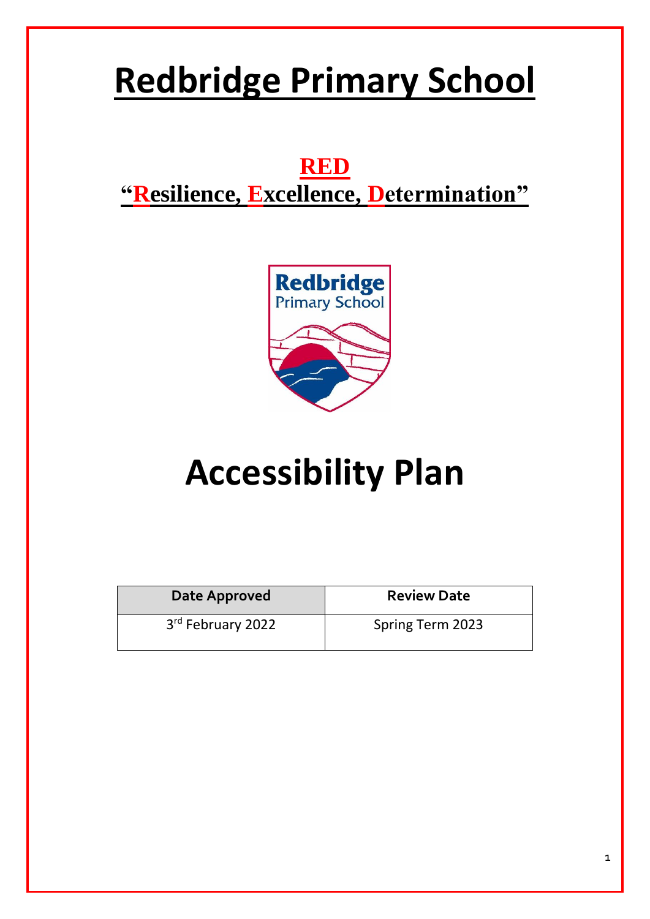# Redbridge Primary School

## RED
## "Resilience, Excellence, Determination"

# Accessibility Plan

| Date Approved | Review Date |
| --- | --- |
| 3rd February 2022 | Spring Term 2023 |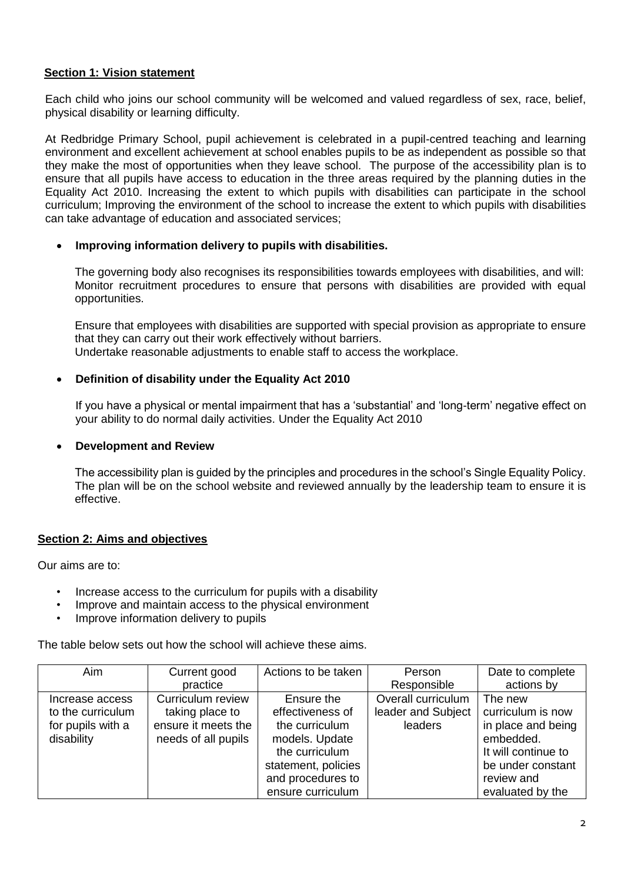## Section 1: Vision statement

Each child who joins our school community will be welcomed and valued regardless of sex, race, belief, physical disability or learning difficulty.

At Redbridge Primary School, pupil achievement is celebrated in a pupil-centred teaching and learning environment and excellent achievement at school enables pupils to be as independent as possible so that they make the most of opportunities when they leave school. The purpose of the accessibility plan is to ensure that all pupils have access to education in the three areas required by the planning duties in the Equality Act 2010. Increasing the extent to which pupils with disabilities can participate in the school curriculum; Improving the environment of the school to increase the extent to which pupils with disabilities can take advantage of education and associated services;

- **Improving information delivery to pupils with disabilities.**

  The governing body also recognises its responsibilities towards employees with disabilities, and will: Monitor recruitment procedures to ensure that persons with disabilities are provided with equal opportunities.

  Ensure that employees with disabilities are supported with special provision as appropriate to ensure that they can carry out their work effectively without barriers.
  Undertake reasonable adjustments to enable staff to access the workplace.

- **Definition of disability under the Equality Act 2010**

  If you have a physical or mental impairment that has a 'substantial' and 'long-term' negative effect on your ability to do normal daily activities. Under the Equality Act 2010

- **Development and Review**

  The accessibility plan is guided by the principles and procedures in the school's Single Equality Policy. The plan will be on the school website and reviewed annually by the leadership team to ensure it is effective.

## Section 2: Aims and objectives

Our aims are to:

- Increase access to the curriculum for pupils with a disability
- Improve and maintain access to the physical environment
- Improve information delivery to pupils

The table below sets out how the school will achieve these aims.

| Aim | Current good practice | Actions to be taken | Person Responsible | Date to complete actions by |
|---|---|---|---|---|
| Increase access to the curriculum for pupils with a disability | Curriculum review taking place to ensure it meets the needs of all pupils | Ensure the effectiveness of the curriculum models. Update the curriculum statement, policies and procedures to ensure curriculum | Overall curriculum leader and Subject leaders | The new curriculum is now in place and being embedded. It will continue to be under constant review and evaluated by the |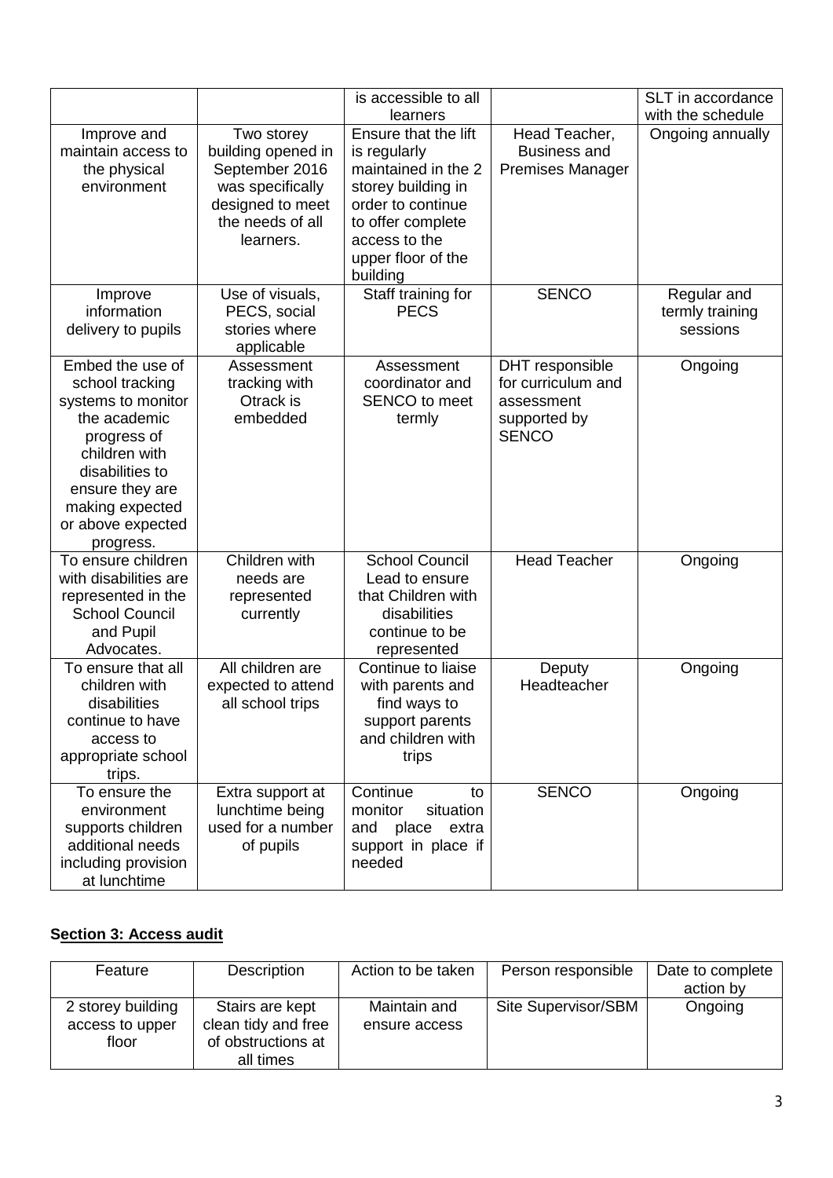| | | is accessible to all learners | | SLT in accordance with the schedule |
|---|---|---|---|---|
| Improve and maintain access to the physical environment | Two storey building opened in September 2016 was specifically designed to meet the needs of all learners. | Ensure that the lift is regularly maintained in the 2 storey building in order to continue to offer complete access to the upper floor of the building | Head Teacher, Business and Premises Manager | Ongoing annually |
| Improve information delivery to pupils | Use of visuals, PECS, social stories where applicable | Staff training for PECS | SENCO | Regular and termly training sessions |
| Embed the use of school tracking systems to monitor the academic progress of children with disabilities to ensure they are making expected or above expected progress. | Assessment tracking with Otrack is embedded | Assessment coordinator and SENCO to meet termly | DHT responsible for curriculum and assessment supported by SENCO | Ongoing |
| To ensure children with disabilities are represented in the School Council and Pupil Advocates. | Children with needs are represented currently | School Council Lead to ensure that Children with disabilities continue to be represented | Head Teacher | Ongoing |
| To ensure that all children with disabilities continue to have access to appropriate school trips. | All children are expected to attend all school trips | Continue to liaise with parents and find ways to support parents and children with trips | Deputy Headteacher | Ongoing |
| To ensure the environment supports children additional needs including provision at lunchtime | Extra support at lunchtime being used for a number of pupils | Continue to monitor situation and place extra support in place if needed | SENCO | Ongoing |

## Section 3: Access audit

| Feature | Description | Action to be taken | Person responsible | Date to complete action by |
|---|---|---|---|---|
| 2 storey building access to upper floor | Stairs are kept clean tidy and free of obstructions at all times | Maintain and ensure access | Site Supervisor/SBM | Ongoing |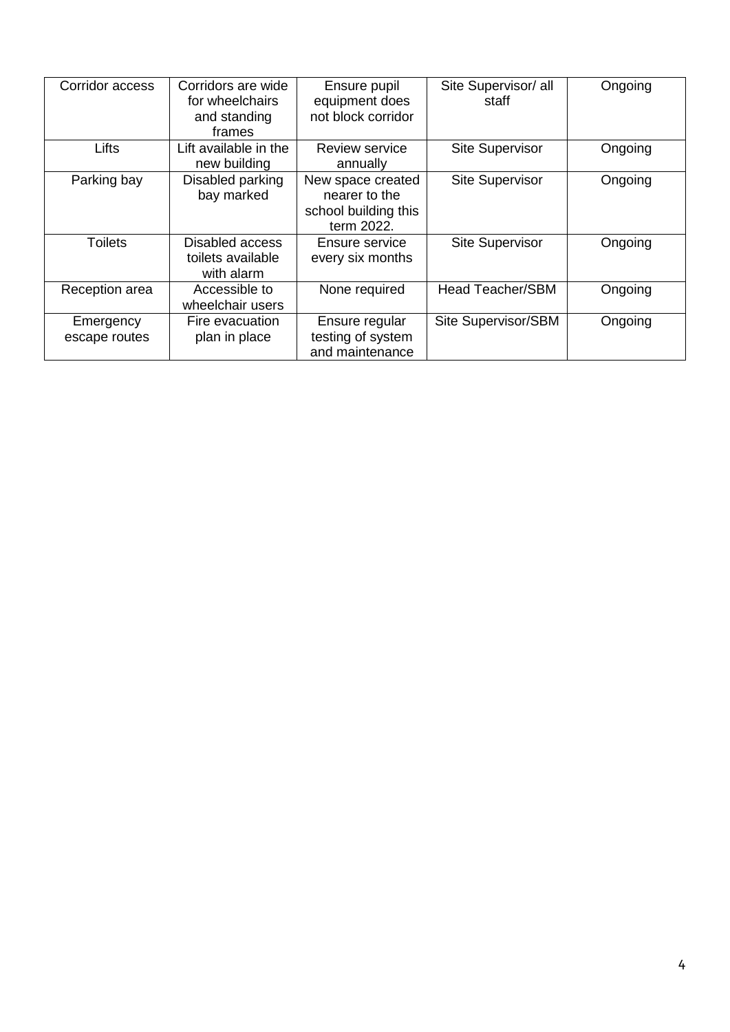| | | | | |
|---|---|---|---|---|
| Corridor access | Corridors are wide for wheelchairs and standing frames | Ensure pupil equipment does not block corridor | Site Supervisor/ all staff | Ongoing |
| Lifts | Lift available in the new building | Review service annually | Site Supervisor | Ongoing |
| Parking bay | Disabled parking bay marked | New space created nearer to the school building this term 2022. | Site Supervisor | Ongoing |
| Toilets | Disabled access toilets available with alarm | Ensure service every six months | Site Supervisor | Ongoing |
| Reception area | Accessible to wheelchair users | None required | Head Teacher/SBM | Ongoing |
| Emergency escape routes | Fire evacuation plan in place | Ensure regular testing of system and maintenance | Site Supervisor/SBM | Ongoing |